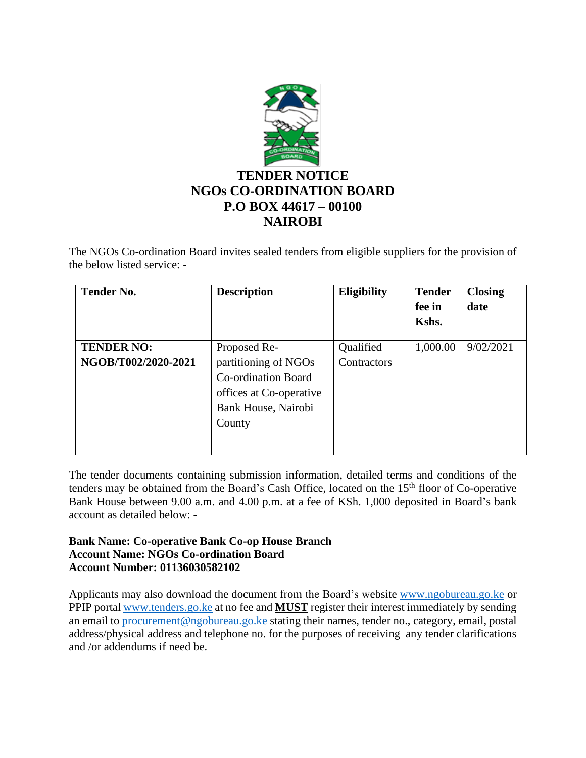# TENDER NOTICE
# NGOs CO-ORDINATION BOARD
# P.O BOX 44617 – 00100
# NAIROBI

The NGOs Co-ordination Board invites sealed tenders from eligible suppliers for the provision of the below listed service: -

| Tender No. | Description | Eligibility | Tender fee in Kshs. | Closing date |
|---|---|---|---|---|
| **TENDER NO: NGOB/T002/2020-2021** | Proposed Re-partitioning of NGOs Co-ordination Board offices at Co-operative Bank House, Nairobi County | Qualified Contractors | 1,000.00 | 9/02/2021 |

The tender documents containing submission information, detailed terms and conditions of the tenders may be obtained from the Board's Cash Office, located on the 15th floor of Co-operative Bank House between 9.00 a.m. and 4.00 p.m. at a fee of KSh. 1,000 deposited in Board's bank account as detailed below: -

**Bank Name: Co-operative Bank Co-op House Branch**
**Account Name: NGOs Co-ordination Board**
**Account Number: 01136030582102**

Applicants may also download the document from the Board's website www.ngobureau.go.ke or PPIP portal www.tenders.go.ke at no fee and **MUST** register their interest immediately by sending an email to procurement@ngobureau.go.ke stating their names, tender no., category, email, postal address/physical address and telephone no. for the purposes of receiving any tender clarifications and /or addendums if need be.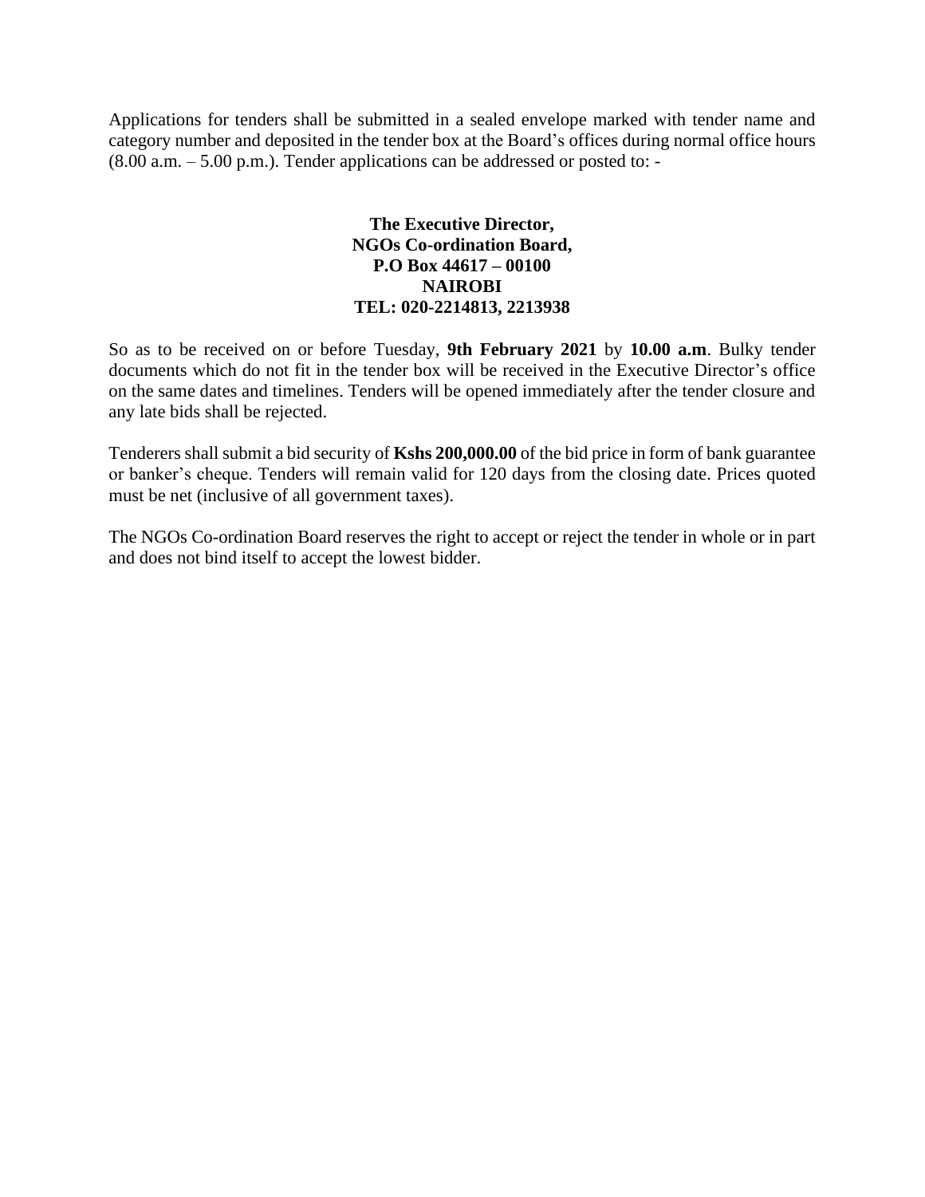Applications for tenders shall be submitted in a sealed envelope marked with tender name and category number and deposited in the tender box at the Board's offices during normal office hours (8.00 a.m. – 5.00 p.m.). Tender applications can be addressed or posted to: -

**The Executive Director,**
**NGOs Co-ordination Board,**
**P.O Box 44617 – 00100**
**NAIROBI**
**TEL: 020-2214813, 2213938**

So as to be received on or before Tuesday, **9th February 2021** by **10.00 a.m**. Bulky tender documents which do not fit in the tender box will be received in the Executive Director's office on the same dates and timelines. Tenders will be opened immediately after the tender closure and any late bids shall be rejected.

Tenderers shall submit a bid security of **Kshs 200,000.00** of the bid price in form of bank guarantee or banker's cheque. Tenders will remain valid for 120 days from the closing date. Prices quoted must be net (inclusive of all government taxes).

The NGOs Co-ordination Board reserves the right to accept or reject the tender in whole or in part and does not bind itself to accept the lowest bidder.